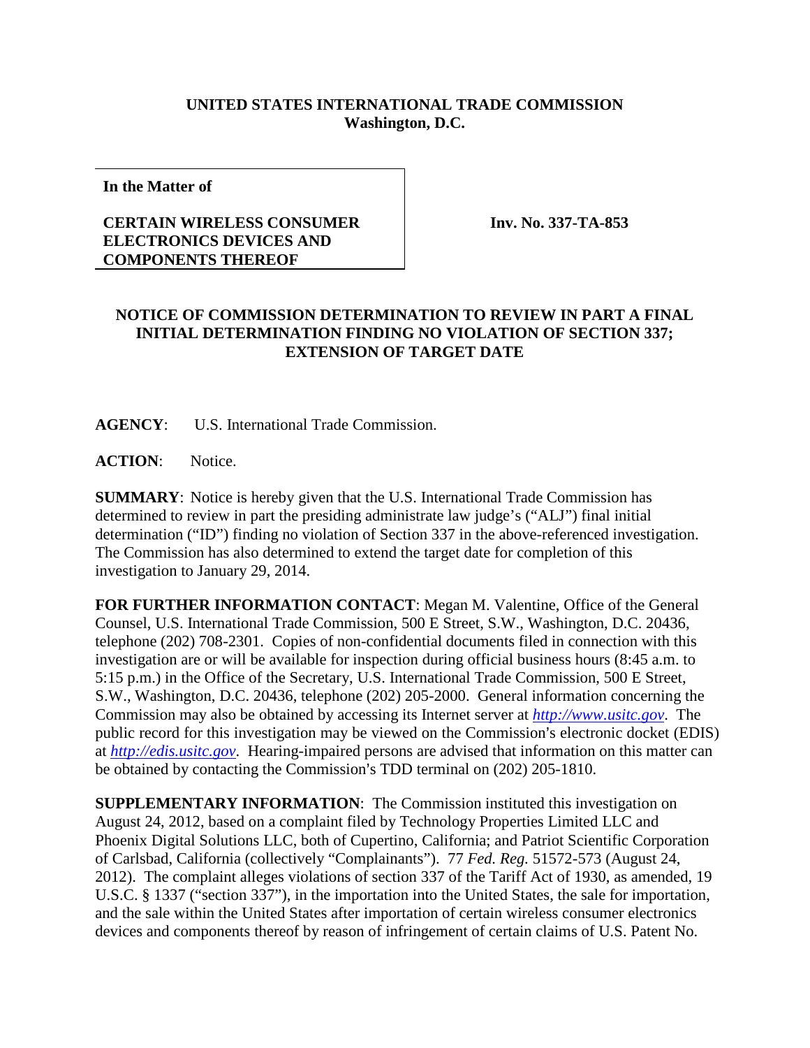**UNITED STATES INTERNATIONAL TRADE COMMISSION**
**Washington, D.C.**

| **In the Matter of**<br><br>**CERTAIN WIRELESS CONSUMER ELECTRONICS DEVICES AND COMPONENTS THEREOF** | **Inv. No. 337-TA-853** |
|---|---|

**NOTICE OF COMMISSION DETERMINATION TO REVIEW IN PART A FINAL INITIAL DETERMINATION FINDING NO VIOLATION OF SECTION 337; EXTENSION OF TARGET DATE**

**AGENCY**: U.S. International Trade Commission.

**ACTION**: Notice.

**SUMMARY**: Notice is hereby given that the U.S. International Trade Commission has determined to review in part the presiding administrate law judge's ("ALJ") final initial determination ("ID") finding no violation of Section 337 in the above-referenced investigation. The Commission has also determined to extend the target date for completion of this investigation to January 29, 2014.

**FOR FURTHER INFORMATION CONTACT**: Megan M. Valentine, Office of the General Counsel, U.S. International Trade Commission, 500 E Street, S.W., Washington, D.C. 20436, telephone (202) 708-2301. Copies of non-confidential documents filed in connection with this investigation are or will be available for inspection during official business hours (8:45 a.m. to 5:15 p.m.) in the Office of the Secretary, U.S. International Trade Commission, 500 E Street, S.W., Washington, D.C. 20436, telephone (202) 205-2000. General information concerning the Commission may also be obtained by accessing its Internet server at *http://www.usitc.gov*. The public record for this investigation may be viewed on the Commission's electronic docket (EDIS) at *http://edis.usitc.gov*. Hearing-impaired persons are advised that information on this matter can be obtained by contacting the Commission's TDD terminal on (202) 205-1810.

**SUPPLEMENTARY INFORMATION**: The Commission instituted this investigation on August 24, 2012, based on a complaint filed by Technology Properties Limited LLC and Phoenix Digital Solutions LLC, both of Cupertino, California; and Patriot Scientific Corporation of Carlsbad, California (collectively "Complainants"). 77 *Fed. Reg.* 51572-573 (August 24, 2012). The complaint alleges violations of section 337 of the Tariff Act of 1930, as amended, 19 U.S.C. § 1337 ("section 337"), in the importation into the United States, the sale for importation, and the sale within the United States after importation of certain wireless consumer electronics devices and components thereof by reason of infringement of certain claims of U.S. Patent No.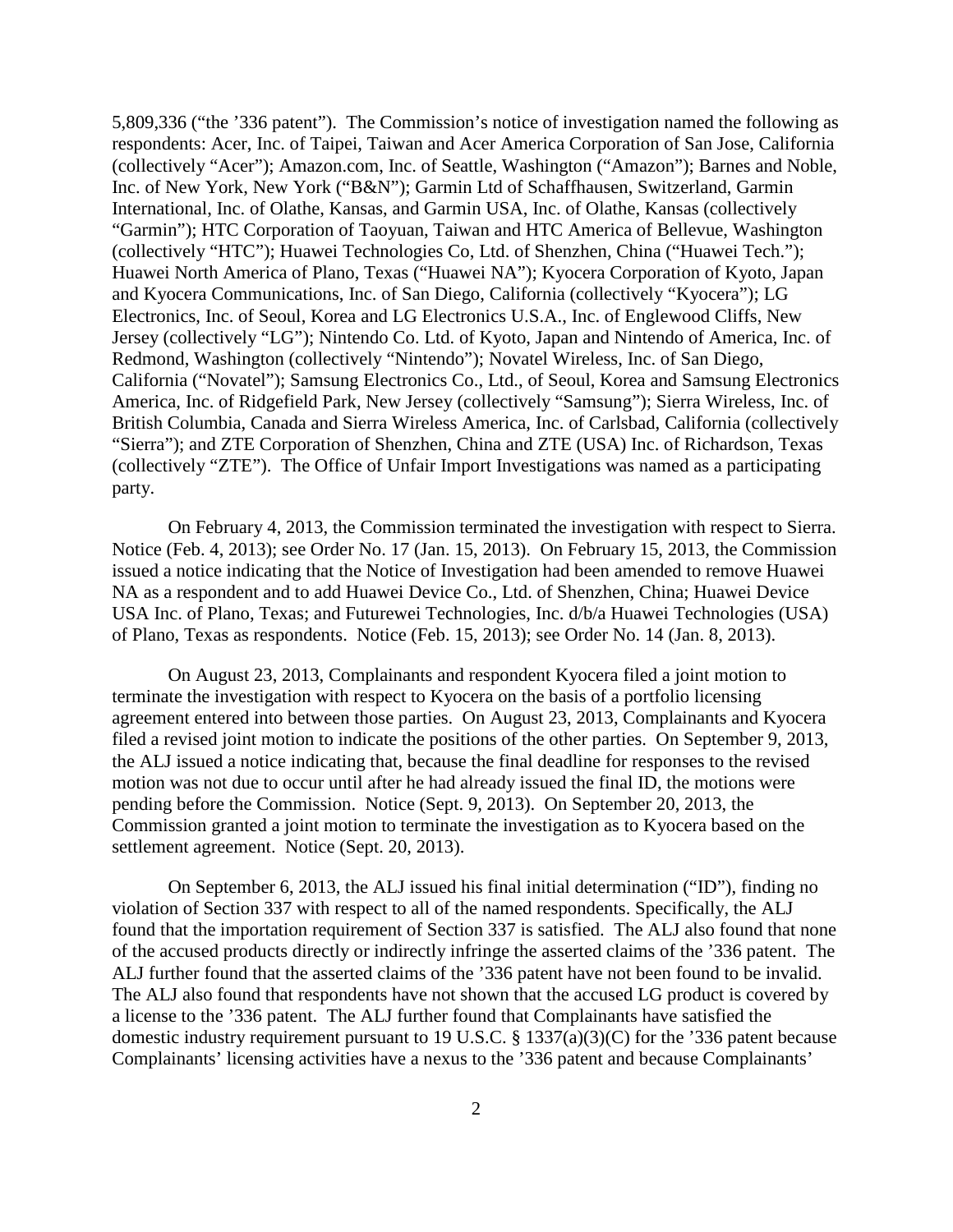5,809,336 ("the '336 patent"). The Commission's notice of investigation named the following as respondents: Acer, Inc. of Taipei, Taiwan and Acer America Corporation of San Jose, California (collectively "Acer"); Amazon.com, Inc. of Seattle, Washington ("Amazon"); Barnes and Noble, Inc. of New York, New York ("B&N"); Garmin Ltd of Schaffhausen, Switzerland, Garmin International, Inc. of Olathe, Kansas, and Garmin USA, Inc. of Olathe, Kansas (collectively "Garmin"); HTC Corporation of Taoyuan, Taiwan and HTC America of Bellevue, Washington (collectively "HTC"); Huawei Technologies Co, Ltd. of Shenzhen, China ("Huawei Tech."); Huawei North America of Plano, Texas ("Huawei NA"); Kyocera Corporation of Kyoto, Japan and Kyocera Communications, Inc. of San Diego, California (collectively "Kyocera"); LG Electronics, Inc. of Seoul, Korea and LG Electronics U.S.A., Inc. of Englewood Cliffs, New Jersey (collectively "LG"); Nintendo Co. Ltd. of Kyoto, Japan and Nintendo of America, Inc. of Redmond, Washington (collectively "Nintendo"); Novatel Wireless, Inc. of San Diego, California ("Novatel"); Samsung Electronics Co., Ltd., of Seoul, Korea and Samsung Electronics America, Inc. of Ridgefield Park, New Jersey (collectively "Samsung"); Sierra Wireless, Inc. of British Columbia, Canada and Sierra Wireless America, Inc. of Carlsbad, California (collectively "Sierra"); and ZTE Corporation of Shenzhen, China and ZTE (USA) Inc. of Richardson, Texas (collectively "ZTE"). The Office of Unfair Import Investigations was named as a participating party.

On February 4, 2013, the Commission terminated the investigation with respect to Sierra. Notice (Feb. 4, 2013); see Order No. 17 (Jan. 15, 2013). On February 15, 2013, the Commission issued a notice indicating that the Notice of Investigation had been amended to remove Huawei NA as a respondent and to add Huawei Device Co., Ltd. of Shenzhen, China; Huawei Device USA Inc. of Plano, Texas; and Futurewei Technologies, Inc. d/b/a Huawei Technologies (USA) of Plano, Texas as respondents. Notice (Feb. 15, 2013); see Order No. 14 (Jan. 8, 2013).

On August 23, 2013, Complainants and respondent Kyocera filed a joint motion to terminate the investigation with respect to Kyocera on the basis of a portfolio licensing agreement entered into between those parties. On August 23, 2013, Complainants and Kyocera filed a revised joint motion to indicate the positions of the other parties. On September 9, 2013, the ALJ issued a notice indicating that, because the final deadline for responses to the revised motion was not due to occur until after he had already issued the final ID, the motions were pending before the Commission. Notice (Sept. 9, 2013). On September 20, 2013, the Commission granted a joint motion to terminate the investigation as to Kyocera based on the settlement agreement. Notice (Sept. 20, 2013).

On September 6, 2013, the ALJ issued his final initial determination ("ID"), finding no violation of Section 337 with respect to all of the named respondents. Specifically, the ALJ found that the importation requirement of Section 337 is satisfied. The ALJ also found that none of the accused products directly or indirectly infringe the asserted claims of the '336 patent. The ALJ further found that the asserted claims of the '336 patent have not been found to be invalid. The ALJ also found that respondents have not shown that the accused LG product is covered by a license to the '336 patent. The ALJ further found that Complainants have satisfied the domestic industry requirement pursuant to 19 U.S.C. § 1337(a)(3)(C) for the '336 patent because Complainants' licensing activities have a nexus to the '336 patent and because Complainants'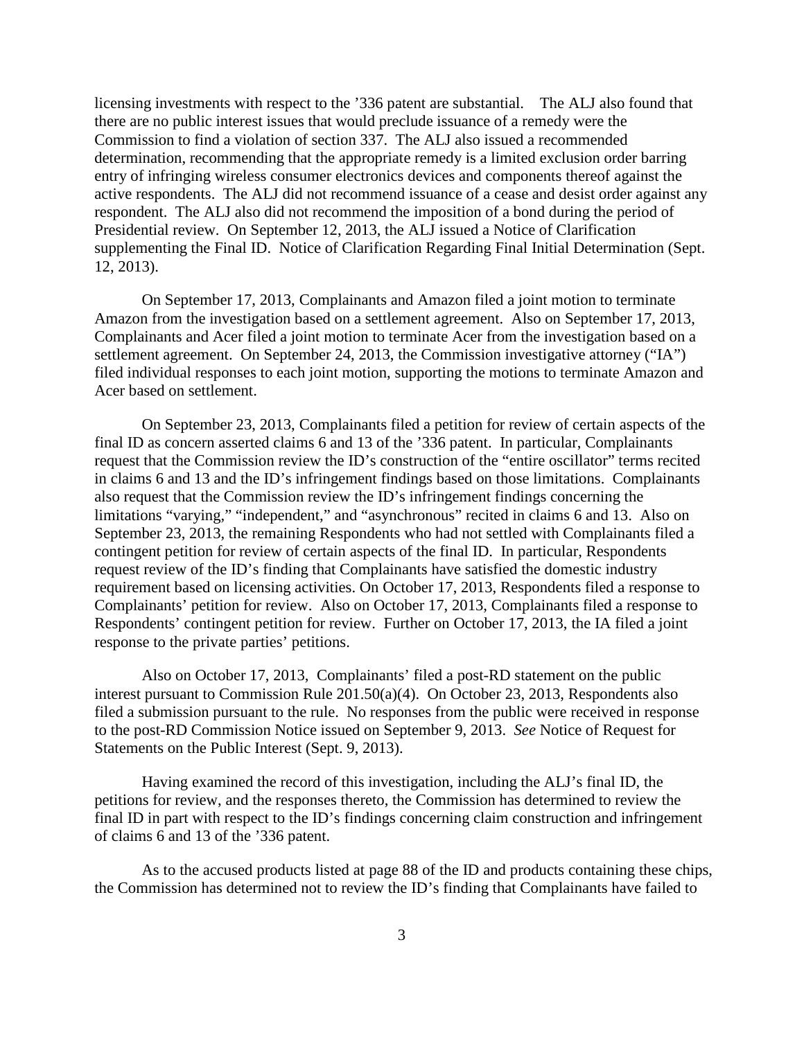licensing investments with respect to the ’336 patent are substantial. The ALJ also found that there are no public interest issues that would preclude issuance of a remedy were the Commission to find a violation of section 337. The ALJ also issued a recommended determination, recommending that the appropriate remedy is a limited exclusion order barring entry of infringing wireless consumer electronics devices and components thereof against the active respondents. The ALJ did not recommend issuance of a cease and desist order against any respondent. The ALJ also did not recommend the imposition of a bond during the period of Presidential review. On September 12, 2013, the ALJ issued a Notice of Clarification supplementing the Final ID. Notice of Clarification Regarding Final Initial Determination (Sept. 12, 2013).

On September 17, 2013, Complainants and Amazon filed a joint motion to terminate Amazon from the investigation based on a settlement agreement. Also on September 17, 2013, Complainants and Acer filed a joint motion to terminate Acer from the investigation based on a settlement agreement. On September 24, 2013, the Commission investigative attorney (“IA”) filed individual responses to each joint motion, supporting the motions to terminate Amazon and Acer based on settlement.

On September 23, 2013, Complainants filed a petition for review of certain aspects of the final ID as concern asserted claims 6 and 13 of the ’336 patent. In particular, Complainants request that the Commission review the ID’s construction of the “entire oscillator” terms recited in claims 6 and 13 and the ID’s infringement findings based on those limitations. Complainants also request that the Commission review the ID’s infringement findings concerning the limitations “varying,” “independent,” and “asynchronous” recited in claims 6 and 13. Also on September 23, 2013, the remaining Respondents who had not settled with Complainants filed a contingent petition for review of certain aspects of the final ID. In particular, Respondents request review of the ID’s finding that Complainants have satisfied the domestic industry requirement based on licensing activities. On October 17, 2013, Respondents filed a response to Complainants’ petition for review. Also on October 17, 2013, Complainants filed a response to Respondents’ contingent petition for review. Further on October 17, 2013, the IA filed a joint response to the private parties’ petitions.

Also on October 17, 2013, Complainants’ filed a post-RD statement on the public interest pursuant to Commission Rule 201.50(a)(4). On October 23, 2013, Respondents also filed a submission pursuant to the rule. No responses from the public were received in response to the post-RD Commission Notice issued on September 9, 2013. *See* Notice of Request for Statements on the Public Interest (Sept. 9, 2013).

Having examined the record of this investigation, including the ALJ’s final ID, the petitions for review, and the responses thereto, the Commission has determined to review the final ID in part with respect to the ID’s findings concerning claim construction and infringement of claims 6 and 13 of the ’336 patent.

As to the accused products listed at page 88 of the ID and products containing these chips, the Commission has determined not to review the ID’s finding that Complainants have failed to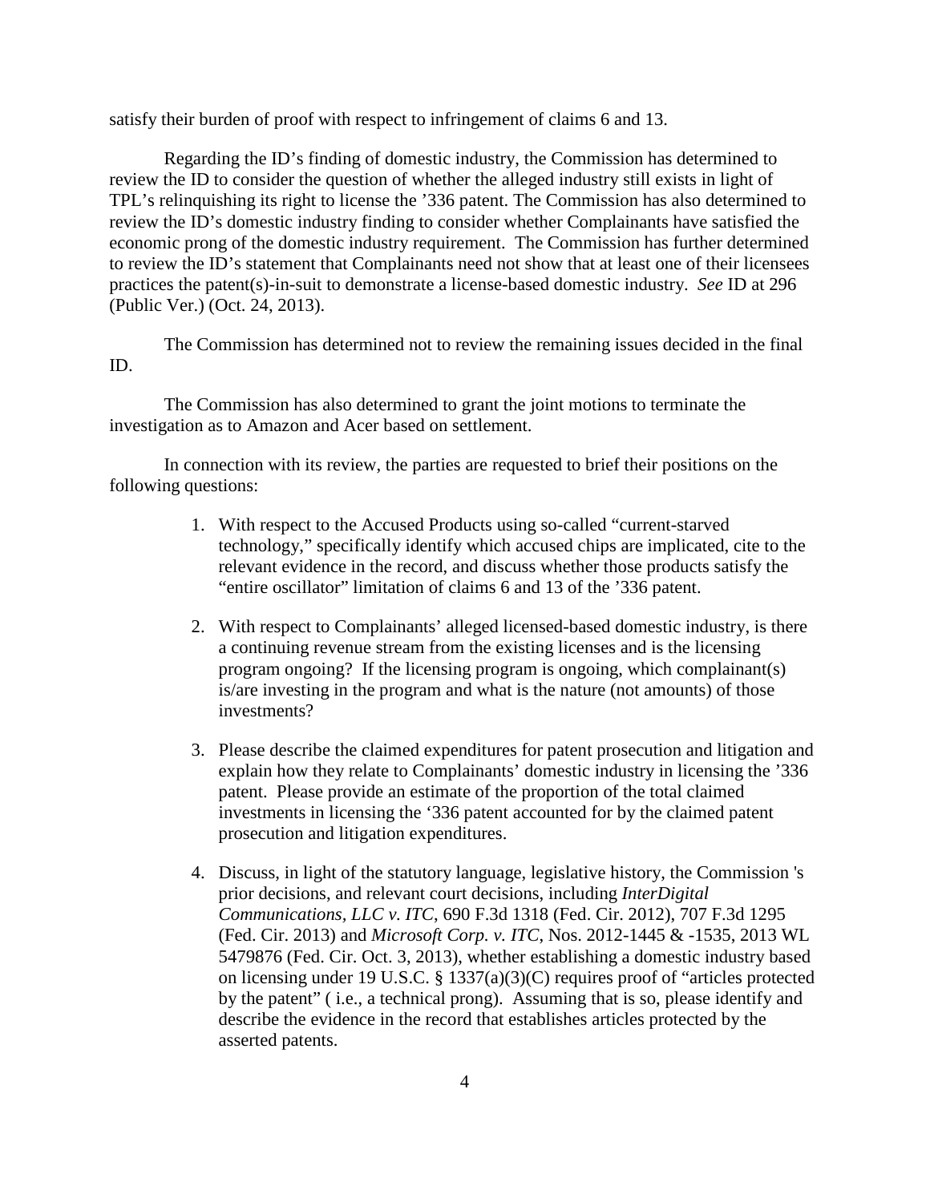satisfy their burden of proof with respect to infringement of claims 6 and 13.

Regarding the ID's finding of domestic industry, the Commission has determined to review the ID to consider the question of whether the alleged industry still exists in light of TPL's relinquishing its right to license the '336 patent. The Commission has also determined to review the ID's domestic industry finding to consider whether Complainants have satisfied the economic prong of the domestic industry requirement. The Commission has further determined to review the ID's statement that Complainants need not show that at least one of their licensees practices the patent(s)-in-suit to demonstrate a license-based domestic industry. *See* ID at 296 (Public Ver.) (Oct. 24, 2013).

The Commission has determined not to review the remaining issues decided in the final ID.

The Commission has also determined to grant the joint motions to terminate the investigation as to Amazon and Acer based on settlement.

In connection with its review, the parties are requested to brief their positions on the following questions:

1. With respect to the Accused Products using so-called "current-starved technology," specifically identify which accused chips are implicated, cite to the relevant evidence in the record, and discuss whether those products satisfy the "entire oscillator" limitation of claims 6 and 13 of the '336 patent.

2. With respect to Complainants' alleged licensed-based domestic industry, is there a continuing revenue stream from the existing licenses and is the licensing program ongoing? If the licensing program is ongoing, which complainant(s) is/are investing in the program and what is the nature (not amounts) of those investments?

3. Please describe the claimed expenditures for patent prosecution and litigation and explain how they relate to Complainants' domestic industry in licensing the '336 patent. Please provide an estimate of the proportion of the total claimed investments in licensing the '336 patent accounted for by the claimed patent prosecution and litigation expenditures.

4. Discuss, in light of the statutory language, legislative history, the Commission 's prior decisions, and relevant court decisions, including *InterDigital Communications, LLC v. ITC*, 690 F.3d 1318 (Fed. Cir. 2012), 707 F.3d 1295 (Fed. Cir. 2013) and *Microsoft Corp. v. ITC*, Nos. 2012-1445 & -1535, 2013 WL 5479876 (Fed. Cir. Oct. 3, 2013), whether establishing a domestic industry based on licensing under 19 U.S.C. § 1337(a)(3)(C) requires proof of "articles protected by the patent" ( i.e., a technical prong). Assuming that is so, please identify and describe the evidence in the record that establishes articles protected by the asserted patents.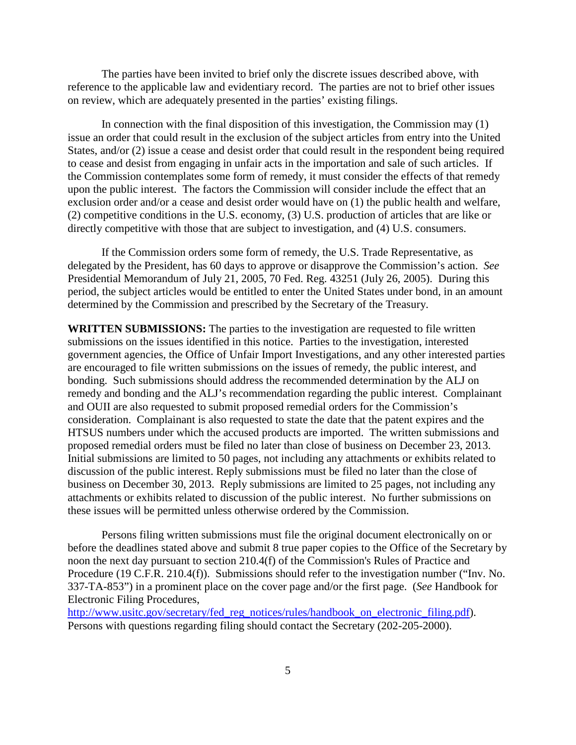The parties have been invited to brief only the discrete issues described above, with reference to the applicable law and evidentiary record. The parties are not to brief other issues on review, which are adequately presented in the parties' existing filings.

In connection with the final disposition of this investigation, the Commission may (1) issue an order that could result in the exclusion of the subject articles from entry into the United States, and/or (2) issue a cease and desist order that could result in the respondent being required to cease and desist from engaging in unfair acts in the importation and sale of such articles. If the Commission contemplates some form of remedy, it must consider the effects of that remedy upon the public interest. The factors the Commission will consider include the effect that an exclusion order and/or a cease and desist order would have on (1) the public health and welfare, (2) competitive conditions in the U.S. economy, (3) U.S. production of articles that are like or directly competitive with those that are subject to investigation, and (4) U.S. consumers.

If the Commission orders some form of remedy, the U.S. Trade Representative, as delegated by the President, has 60 days to approve or disapprove the Commission's action. *See* Presidential Memorandum of July 21, 2005, 70 Fed. Reg. 43251 (July 26, 2005). During this period, the subject articles would be entitled to enter the United States under bond, in an amount determined by the Commission and prescribed by the Secretary of the Treasury.

**WRITTEN SUBMISSIONS:** The parties to the investigation are requested to file written submissions on the issues identified in this notice. Parties to the investigation, interested government agencies, the Office of Unfair Import Investigations, and any other interested parties are encouraged to file written submissions on the issues of remedy, the public interest, and bonding. Such submissions should address the recommended determination by the ALJ on remedy and bonding and the ALJ's recommendation regarding the public interest. Complainant and OUII are also requested to submit proposed remedial orders for the Commission's consideration. Complainant is also requested to state the date that the patent expires and the HTSUS numbers under which the accused products are imported. The written submissions and proposed remedial orders must be filed no later than close of business on December 23, 2013. Initial submissions are limited to 50 pages, not including any attachments or exhibits related to discussion of the public interest. Reply submissions must be filed no later than the close of business on December 30, 2013. Reply submissions are limited to 25 pages, not including any attachments or exhibits related to discussion of the public interest. No further submissions on these issues will be permitted unless otherwise ordered by the Commission.

Persons filing written submissions must file the original document electronically on or before the deadlines stated above and submit 8 true paper copies to the Office of the Secretary by noon the next day pursuant to section 210.4(f) of the Commission's Rules of Practice and Procedure (19 C.F.R. 210.4(f)). Submissions should refer to the investigation number ("Inv. No. 337-TA-853") in a prominent place on the cover page and/or the first page. (*See* Handbook for Electronic Filing Procedures, http://www.usitc.gov/secretary/fed_reg_notices/rules/handbook_on_electronic_filing.pdf). Persons with questions regarding filing should contact the Secretary (202-205-2000).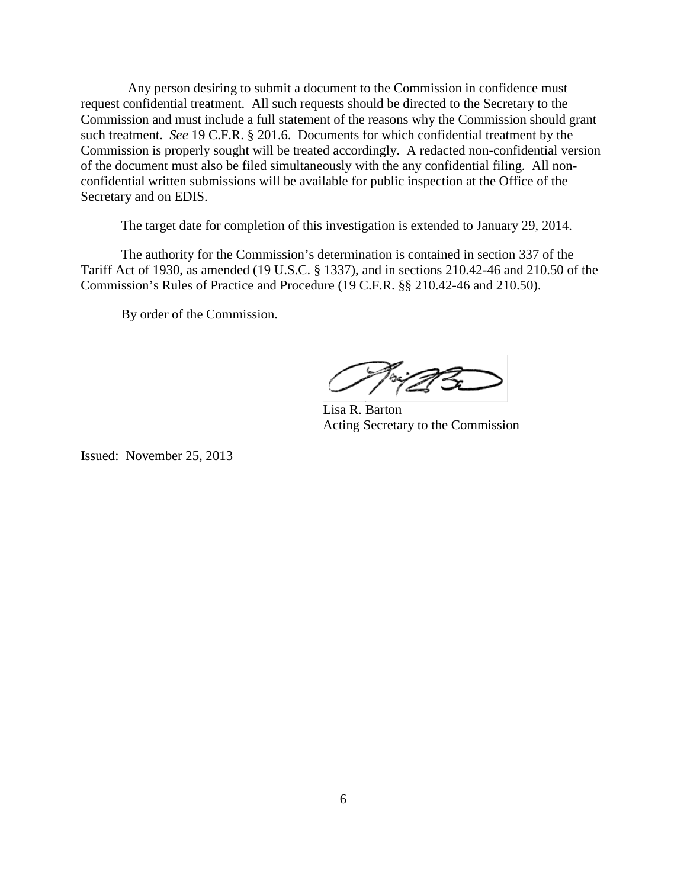Any person desiring to submit a document to the Commission in confidence must request confidential treatment. All such requests should be directed to the Secretary to the Commission and must include a full statement of the reasons why the Commission should grant such treatment. *See* 19 C.F.R. § 201.6. Documents for which confidential treatment by the Commission is properly sought will be treated accordingly. A redacted non-confidential version of the document must also be filed simultaneously with the any confidential filing. All non-confidential written submissions will be available for public inspection at the Office of the Secretary and on EDIS.

The target date for completion of this investigation is extended to January 29, 2014.

The authority for the Commission's determination is contained in section 337 of the Tariff Act of 1930, as amended (19 U.S.C. § 1337), and in sections 210.42-46 and 210.50 of the Commission's Rules of Practice and Procedure (19 C.F.R. §§ 210.42-46 and 210.50).

By order of the Commission.

Lisa R. Barton
Acting Secretary to the Commission

Issued: November 25, 2013